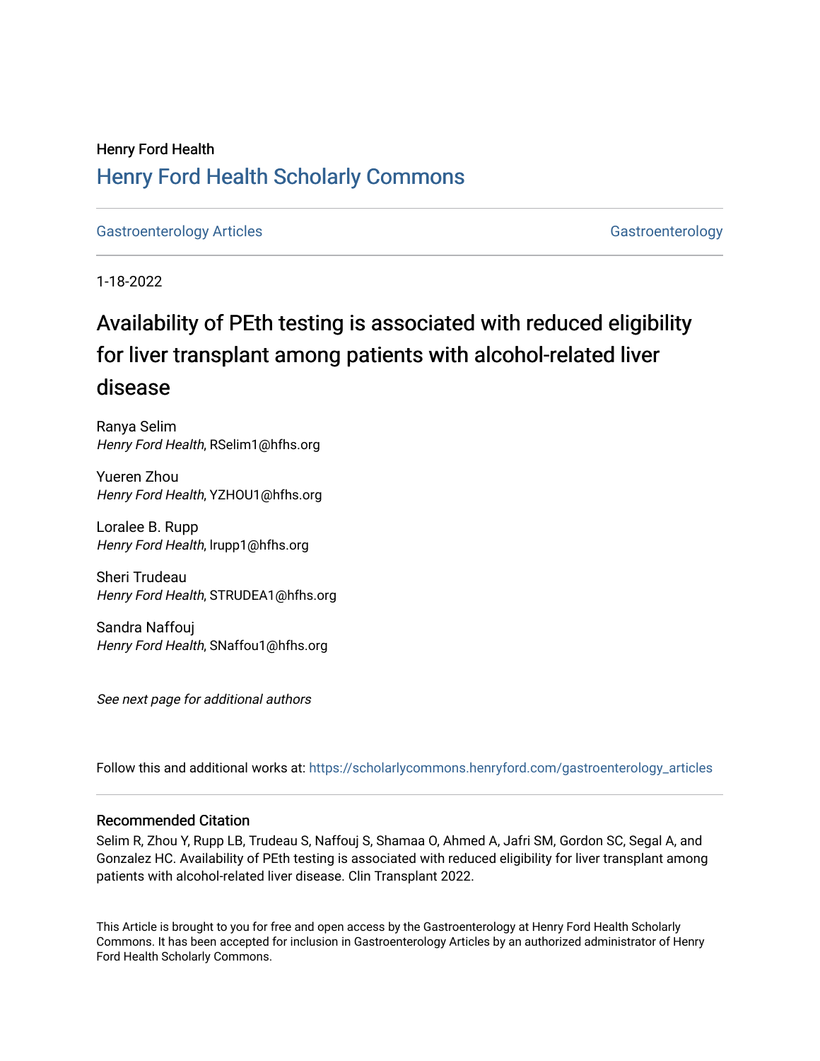Henry Ford Health

# Henry Ford Health Scholarly Commons

Gastroenterology Articles | Gastroenterology

1-18-2022

## Availability of PEth testing is associated with reduced eligibility for liver transplant among patients with alcohol-related liver disease

Ranya Selim
*Henry Ford Health*, RSelim1@hfhs.org

Yueren Zhou
*Henry Ford Health*, YZHOU1@hfhs.org

Loralee B. Rupp
*Henry Ford Health*, lrupp1@hfhs.org

Sheri Trudeau
*Henry Ford Health*, STRUDEA1@hfhs.org

Sandra Naffouj
*Henry Ford Health*, SNaffou1@hfhs.org

*See next page for additional authors*

Follow this and additional works at: https://scholarlycommons.henryford.com/gastroenterology_articles

### Recommended Citation

Selim R, Zhou Y, Rupp LB, Trudeau S, Naffouj S, Shamaa O, Ahmed A, Jafri SM, Gordon SC, Segal A, and Gonzalez HC. Availability of PEth testing is associated with reduced eligibility for liver transplant among patients with alcohol-related liver disease. Clin Transplant 2022.

This Article is brought to you for free and open access by the Gastroenterology at Henry Ford Health Scholarly Commons. It has been accepted for inclusion in Gastroenterology Articles by an authorized administrator of Henry Ford Health Scholarly Commons.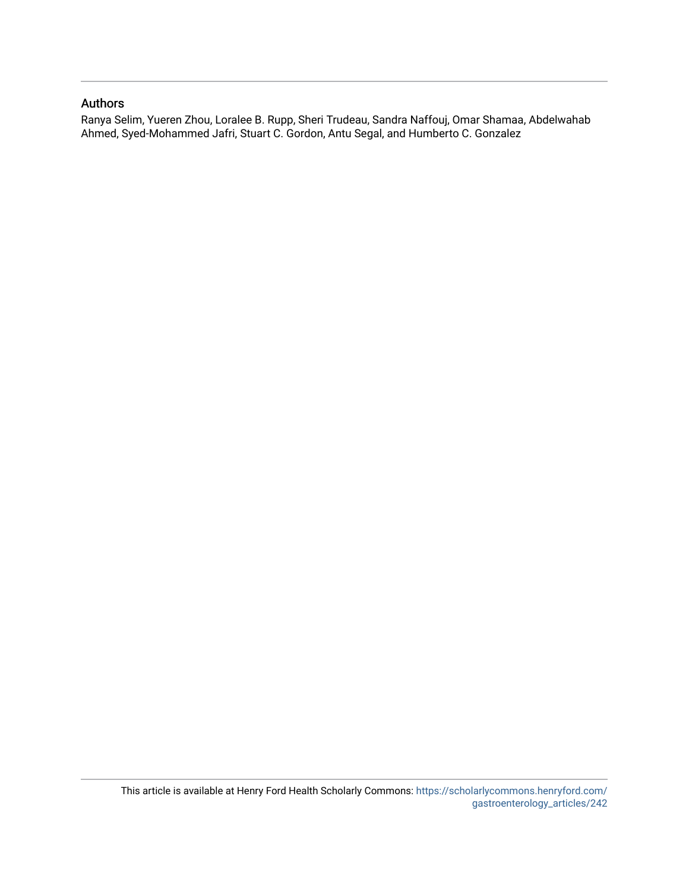## Authors

Ranya Selim, Yueren Zhou, Loralee B. Rupp, Sheri Trudeau, Sandra Naffouj, Omar Shamaa, Abdelwahab Ahmed, Syed-Mohammed Jafri, Stuart C. Gordon, Antu Segal, and Humberto C. Gonzalez

This article is available at Henry Ford Health Scholarly Commons: https://scholarlycommons.henryford.com/gastroenterology_articles/242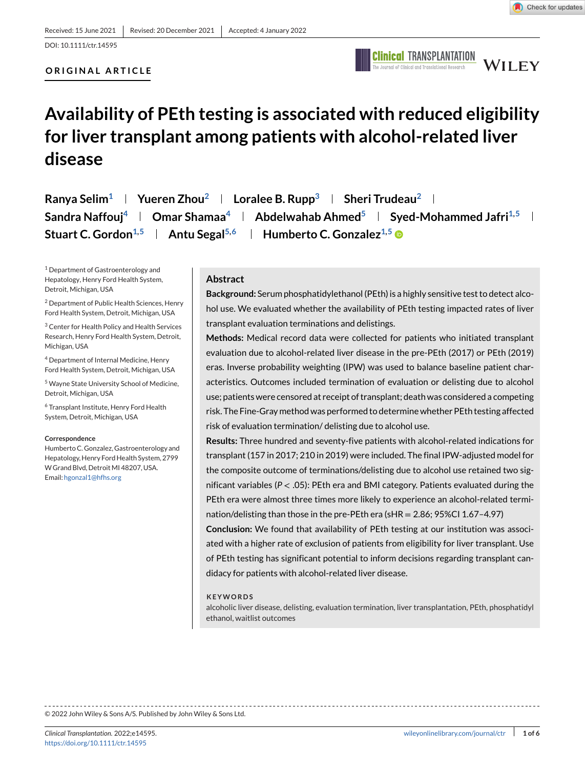Received: 15 June 2021 | Revised: 20 December 2021 | Accepted: 4 January 2022

DOI: 10.1111/ctr.14595

**ORIGINAL ARTICLE**

# Availability of PEth testing is associated with reduced eligibility for liver transplant among patients with alcohol-related liver disease

Ranya Selim[1] | Yueren Zhou[2] | Loralee B. Rupp[3] | Sheri Trudeau[2] | Sandra Naffouj[4] | Omar Shamaa[4] | Abdelwahab Ahmed[5] | Syed-Mohammed Jafri[1,5] | Stuart C. Gordon[1,5] | Antu Segal[5,6] | Humberto C. Gonzalez[1,5]

[1] Department of Gastroenterology and Hepatology, Henry Ford Health System, Detroit, Michigan, USA

[2] Department of Public Health Sciences, Henry Ford Health System, Detroit, Michigan, USA

[3] Center for Health Policy and Health Services Research, Henry Ford Health System, Detroit, Michigan, USA

[4] Department of Internal Medicine, Henry Ford Health System, Detroit, Michigan, USA

[5] Wayne State University School of Medicine, Detroit, Michigan, USA

[6] Transplant Institute, Henry Ford Health System, Detroit, Michigan, USA

**Correspondence**

Humberto C. Gonzalez, Gastroenterology and Hepatology, Henry Ford Health System, 2799 W Grand Blvd, Detroit MI 48207, USA.
Email: hgonzal1@hfhs.org

## Abstract

**Background:** Serum phosphatidylethanol (PEth) is a highly sensitive test to detect alcohol use. We evaluated whether the availability of PEth testing impacted rates of liver transplant evaluation terminations and delistings.

**Methods:** Medical record data were collected for patients who initiated transplant evaluation due to alcohol-related liver disease in the pre-PEth (2017) or PEth (2019) eras. Inverse probability weighting (IPW) was used to balance baseline patient characteristics. Outcomes included termination of evaluation or delisting due to alcohol use; patients were censored at receipt of transplant; death was considered a competing risk. The Fine-Gray method was performed to determine whether PEth testing affected risk of evaluation termination/ delisting due to alcohol use.

**Results:** Three hundred and seventy-five patients with alcohol-related indications for transplant (157 in 2017; 210 in 2019) were included. The final IPW-adjusted model for the composite outcome of terminations/delisting due to alcohol use retained two significant variables ($P < .05$): PEth era and BMI category. Patients evaluated during the PEth era were almost three times more likely to experience an alcohol-related termination/delisting than those in the pre-PEth era (sHR = 2.86; 95%CI 1.67–4.97)

**Conclusion:** We found that availability of PEth testing at our institution was associated with a higher rate of exclusion of patients from eligibility for liver transplant. Use of PEth testing has significant potential to inform decisions regarding transplant candidacy for patients with alcohol-related liver disease.

**KEYWORDS**

alcoholic liver disease, delisting, evaluation termination, liver transplantation, PEth, phosphatidyl ethanol, waitlist outcomes

© 2022 John Wiley & Sons A/S. Published by John Wiley & Sons Ltd.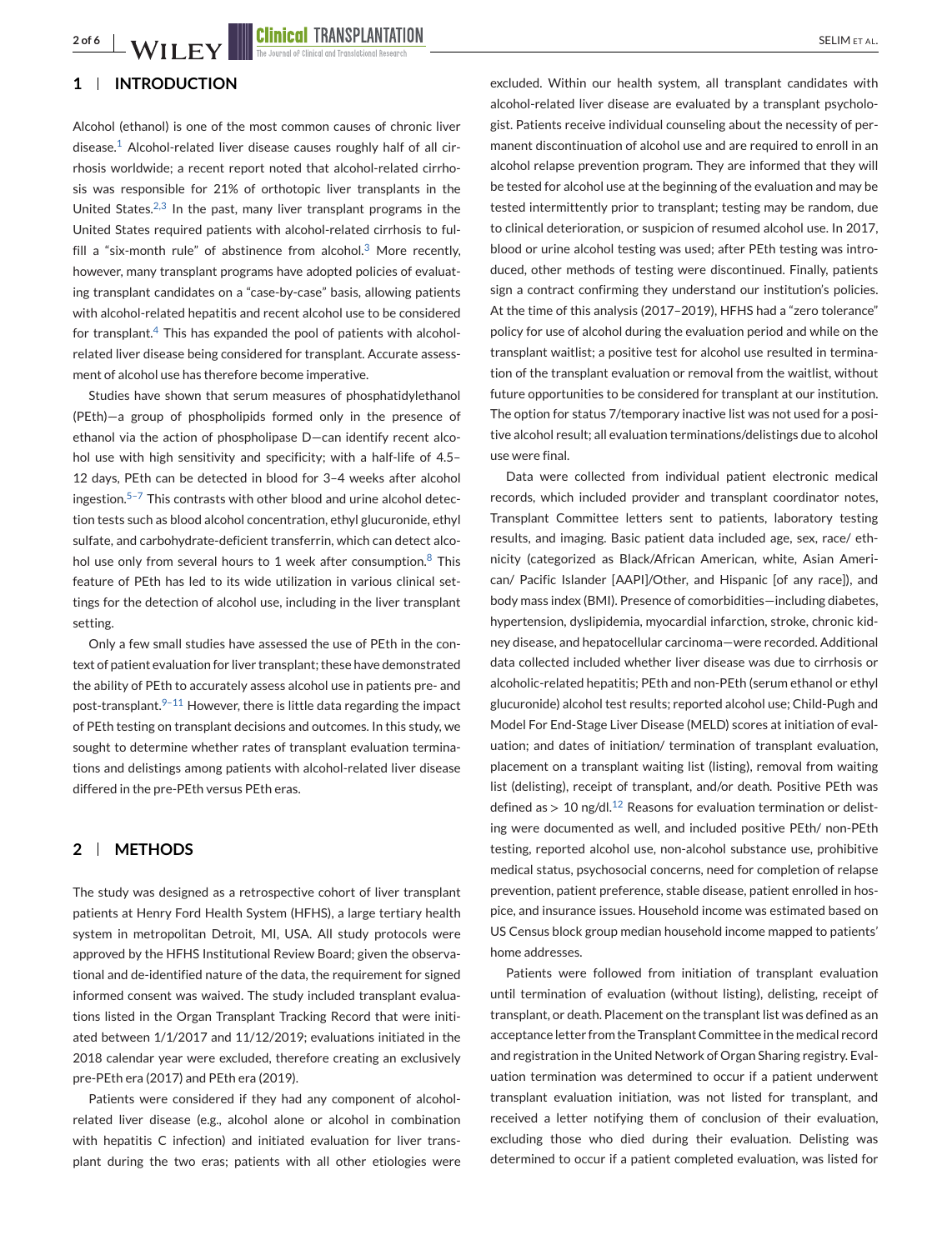## 1 | INTRODUCTION

Alcohol (ethanol) is one of the most common causes of chronic liver disease.[1] Alcohol-related liver disease causes roughly half of all cirrhosis worldwide; a recent report noted that alcohol-related cirrhosis was responsible for 21% of orthotopic liver transplants in the United States.[2,3] In the past, many liver transplant programs in the United States required patients with alcohol-related cirrhosis to fulfill a "six-month rule" of abstinence from alcohol.[3] More recently, however, many transplant programs have adopted policies of evaluating transplant candidates on a "case-by-case" basis, allowing patients with alcohol-related hepatitis and recent alcohol use to be considered for transplant.[4] This has expanded the pool of patients with alcohol-related liver disease being considered for transplant. Accurate assessment of alcohol use has therefore become imperative.

Studies have shown that serum measures of phosphatidylethanol (PEth)—a group of phospholipids formed only in the presence of ethanol via the action of phospholipase D—can identify recent alcohol use with high sensitivity and specificity; with a half-life of 4.5–12 days, PEth can be detected in blood for 3–4 weeks after alcohol ingestion.[5–7] This contrasts with other blood and urine alcohol detection tests such as blood alcohol concentration, ethyl glucuronide, ethyl sulfate, and carbohydrate-deficient transferrin, which can detect alcohol use only from several hours to 1 week after consumption.[8] This feature of PEth has led to its wide utilization in various clinical settings for the detection of alcohol use, including in the liver transplant setting.

Only a few small studies have assessed the use of PEth in the context of patient evaluation for liver transplant; these have demonstrated the ability of PEth to accurately assess alcohol use in patients pre- and post-transplant.[9–11] However, there is little data regarding the impact of PEth testing on transplant decisions and outcomes. In this study, we sought to determine whether rates of transplant evaluation terminations and delistings among patients with alcohol-related liver disease differed in the pre-PEth versus PEth eras.

## 2 | METHODS

The study was designed as a retrospective cohort of liver transplant patients at Henry Ford Health System (HFHS), a large tertiary health system in metropolitan Detroit, MI, USA. All study protocols were approved by the HFHS Institutional Review Board; given the observational and de-identified nature of the data, the requirement for signed informed consent was waived. The study included transplant evaluations listed in the Organ Transplant Tracking Record that were initiated between 1/1/2017 and 11/12/2019; evaluations initiated in the 2018 calendar year were excluded, therefore creating an exclusively pre-PEth era (2017) and PEth era (2019).

Patients were considered if they had any component of alcohol-related liver disease (e.g., alcohol alone or alcohol in combination with hepatitis C infection) and initiated evaluation for liver transplant during the two eras; patients with all other etiologies were excluded. Within our health system, all transplant candidates with alcohol-related liver disease are evaluated by a transplant psychologist. Patients receive individual counseling about the necessity of permanent discontinuation of alcohol use and are required to enroll in an alcohol relapse prevention program. They are informed that they will be tested for alcohol use at the beginning of the evaluation and may be tested intermittently prior to transplant; testing may be random, due to clinical deterioration, or suspicion of resumed alcohol use. In 2017, blood or urine alcohol testing was used; after PEth testing was introduced, other methods of testing were discontinued. Finally, patients sign a contract confirming they understand our institution's policies. At the time of this analysis (2017–2019), HFHS had a "zero tolerance" policy for use of alcohol during the evaluation period and while on the transplant waitlist; a positive test for alcohol use resulted in termination of the transplant evaluation or removal from the waitlist, without future opportunities to be considered for transplant at our institution. The option for status 7/temporary inactive list was not used for a positive alcohol result; all evaluation terminations/delistings due to alcohol use were final.

Data were collected from individual patient electronic medical records, which included provider and transplant coordinator notes, Transplant Committee letters sent to patients, laboratory testing results, and imaging. Basic patient data included age, sex, race/ethnicity (categorized as Black/African American, white, Asian American/ Pacific Islander [AAPI]/Other, and Hispanic [of any race]), and body mass index (BMI). Presence of comorbidities—including diabetes, hypertension, dyslipidemia, myocardial infarction, stroke, chronic kidney disease, and hepatocellular carcinoma—were recorded. Additional data collected included whether liver disease was due to cirrhosis or alcoholic-related hepatitis; PEth and non-PEth (serum ethanol or ethyl glucuronide) alcohol test results; reported alcohol use; Child-Pugh and Model For End-Stage Liver Disease (MELD) scores at initiation of evaluation; and dates of initiation/ termination of transplant evaluation, placement on a transplant waiting list (listing), removal from waiting list (delisting), receipt of transplant, and/or death. Positive PEth was defined as $>$ 10 ng/dl.[12] Reasons for evaluation termination or delisting were documented as well, and included positive PEth/ non-PEth testing, reported alcohol use, non-alcohol substance use, prohibitive medical status, psychosocial concerns, need for completion of relapse prevention, patient preference, stable disease, patient enrolled in hospice, and insurance issues. Household income was estimated based on US Census block group median household income mapped to patients' home addresses.

Patients were followed from initiation of transplant evaluation until termination of evaluation (without listing), delisting, receipt of transplant, or death. Placement on the transplant list was defined as an acceptance letter from the Transplant Committee in the medical record and registration in the United Network of Organ Sharing registry. Evaluation termination was determined to occur if a patient underwent transplant evaluation initiation, was not listed for transplant, and received a letter notifying them of conclusion of their evaluation, excluding those who died during their evaluation. Delisting was determined to occur if a patient completed evaluation, was listed for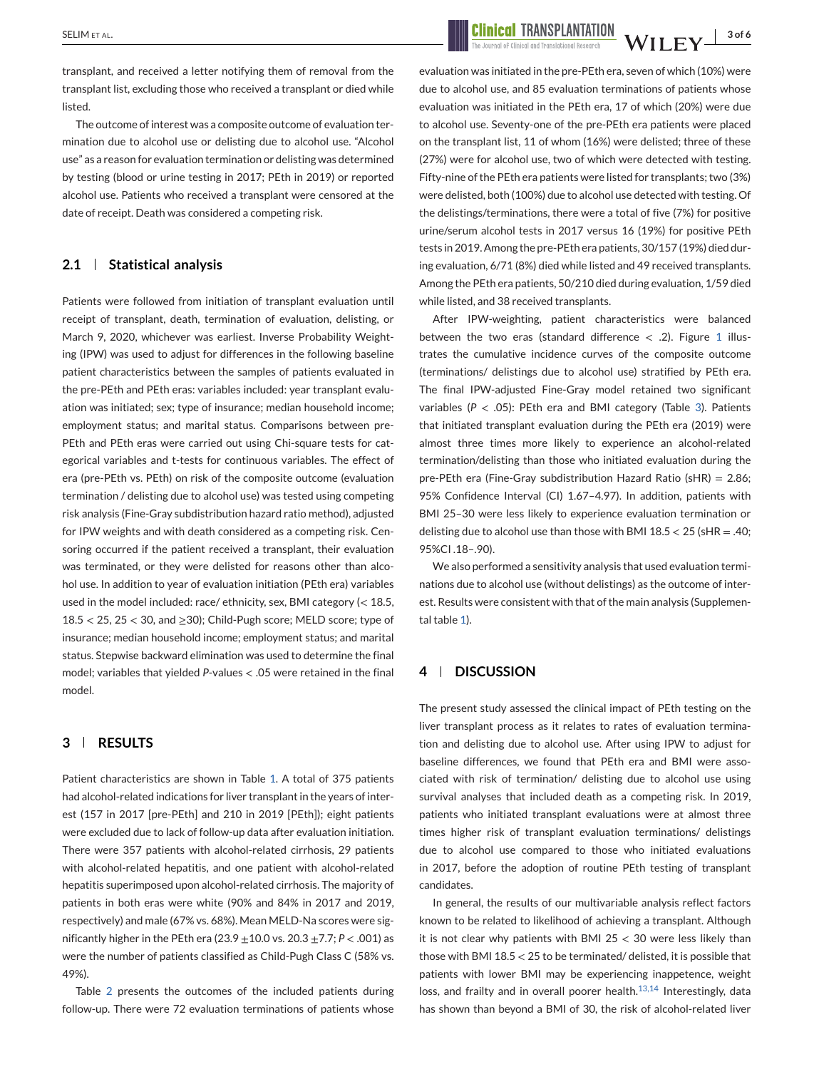transplant, and received a letter notifying them of removal from the transplant list, excluding those who received a transplant or died while listed.

The outcome of interest was a composite outcome of evaluation termination due to alcohol use or delisting due to alcohol use. "Alcohol use" as a reason for evaluation termination or delisting was determined by testing (blood or urine testing in 2017; PEth in 2019) or reported alcohol use. Patients who received a transplant were censored at the date of receipt. Death was considered a competing risk.

### 2.1 | Statistical analysis

Patients were followed from initiation of transplant evaluation until receipt of transplant, death, termination of evaluation, delisting, or March 9, 2020, whichever was earliest. Inverse Probability Weighting (IPW) was used to adjust for differences in the following baseline patient characteristics between the samples of patients evaluated in the pre-PEth and PEth eras: variables included: year transplant evaluation was initiated; sex; type of insurance; median household income; employment status; and marital status. Comparisons between pre-PEth and PEth eras were carried out using Chi-square tests for categorical variables and t-tests for continuous variables. The effect of era (pre-PEth vs. PEth) on risk of the composite outcome (evaluation termination / delisting due to alcohol use) was tested using competing risk analysis (Fine-Gray subdistribution hazard ratio method), adjusted for IPW weights and with death considered as a competing risk. Censoring occurred if the patient received a transplant, their evaluation was terminated, or they were delisted for reasons other than alcohol use. In addition to year of evaluation initiation (PEth era) variables used in the model included: race/ ethnicity, sex, BMI category (< 18.5, 18.5 < 25, 25 < 30, and ≥30); Child-Pugh score; MELD score; type of insurance; median household income; employment status; and marital status. Stepwise backward elimination was used to determine the final model; variables that yielded *P*-values < .05 were retained in the final model.

## 3 | RESULTS

Patient characteristics are shown in Table 1. A total of 375 patients had alcohol-related indications for liver transplant in the years of interest (157 in 2017 [pre-PEth] and 210 in 2019 [PEth]); eight patients were excluded due to lack of follow-up data after evaluation initiation. There were 357 patients with alcohol-related cirrhosis, 29 patients with alcohol-related hepatitis, and one patient with alcohol-related hepatitis superimposed upon alcohol-related cirrhosis. The majority of patients in both eras were white (90% and 84% in 2017 and 2019, respectively) and male (67% vs. 68%). Mean MELD-Na scores were significantly higher in the PEth era (23.9 ±10.0 vs. 20.3 ±7.7; *P* < .001) as were the number of patients classified as Child-Pugh Class C (58% vs. 49%).

Table 2 presents the outcomes of the included patients during follow-up. There were 72 evaluation terminations of patients whose evaluation was initiated in the pre-PEth era, seven of which (10%) were due to alcohol use, and 85 evaluation terminations of patients whose evaluation was initiated in the PEth era, 17 of which (20%) were due to alcohol use. Seventy-one of the pre-PEth era patients were placed on the transplant list, 11 of whom (16%) were delisted; three of these (27%) were for alcohol use, two of which were detected with testing. Fifty-nine of the PEth era patients were listed for transplants; two (3%) were delisted, both (100%) due to alcohol use detected with testing. Of the delistings/terminations, there were a total of five (7%) for positive urine/serum alcohol tests in 2017 versus 16 (19%) for positive PEth tests in 2019. Among the pre-PEth era patients, 30/157 (19%) died during evaluation, 6/71 (8%) died while listed and 49 received transplants. Among the PEth era patients, 50/210 died during evaluation, 1/59 died while listed, and 38 received transplants.

After IPW-weighting, patient characteristics were balanced between the two eras (standard difference < .2). Figure 1 illustrates the cumulative incidence curves of the composite outcome (terminations/ delistings due to alcohol use) stratified by PEth era. The final IPW-adjusted Fine-Gray model retained two significant variables (*P* < .05): PEth era and BMI category (Table 3). Patients that initiated transplant evaluation during the PEth era (2019) were almost three times more likely to experience an alcohol-related termination/delisting than those who initiated evaluation during the pre-PEth era (Fine-Gray subdistribution Hazard Ratio (sHR) = 2.86; 95% Confidence Interval (CI) 1.67–4.97). In addition, patients with BMI 25–30 were less likely to experience evaluation termination or delisting due to alcohol use than those with BMI 18.5 < 25 (sHR = .40; 95%CI .18–.90).

We also performed a sensitivity analysis that used evaluation terminations due to alcohol use (without delistings) as the outcome of interest. Results were consistent with that of the main analysis (Supplemental table 1).

## 4 | DISCUSSION

The present study assessed the clinical impact of PEth testing on the liver transplant process as it relates to rates of evaluation termination and delisting due to alcohol use. After using IPW to adjust for baseline differences, we found that PEth era and BMI were associated with risk of termination/ delisting due to alcohol use using survival analyses that included death as a competing risk. In 2019, patients who initiated transplant evaluations were at almost three times higher risk of transplant evaluation terminations/ delistings due to alcohol use compared to those who initiated evaluations in 2017, before the adoption of routine PEth testing of transplant candidates.

In general, the results of our multivariable analysis reflect factors known to be related to likelihood of achieving a transplant. Although it is not clear why patients with BMI 25 < 30 were less likely than those with BMI 18.5 < 25 to be terminated/ delisted, it is possible that patients with lower BMI may be experiencing inappetence, weight loss, and frailty and in overall poorer health.[13,14] Interestingly, data has shown than beyond a BMI of 30, the risk of alcohol-related liver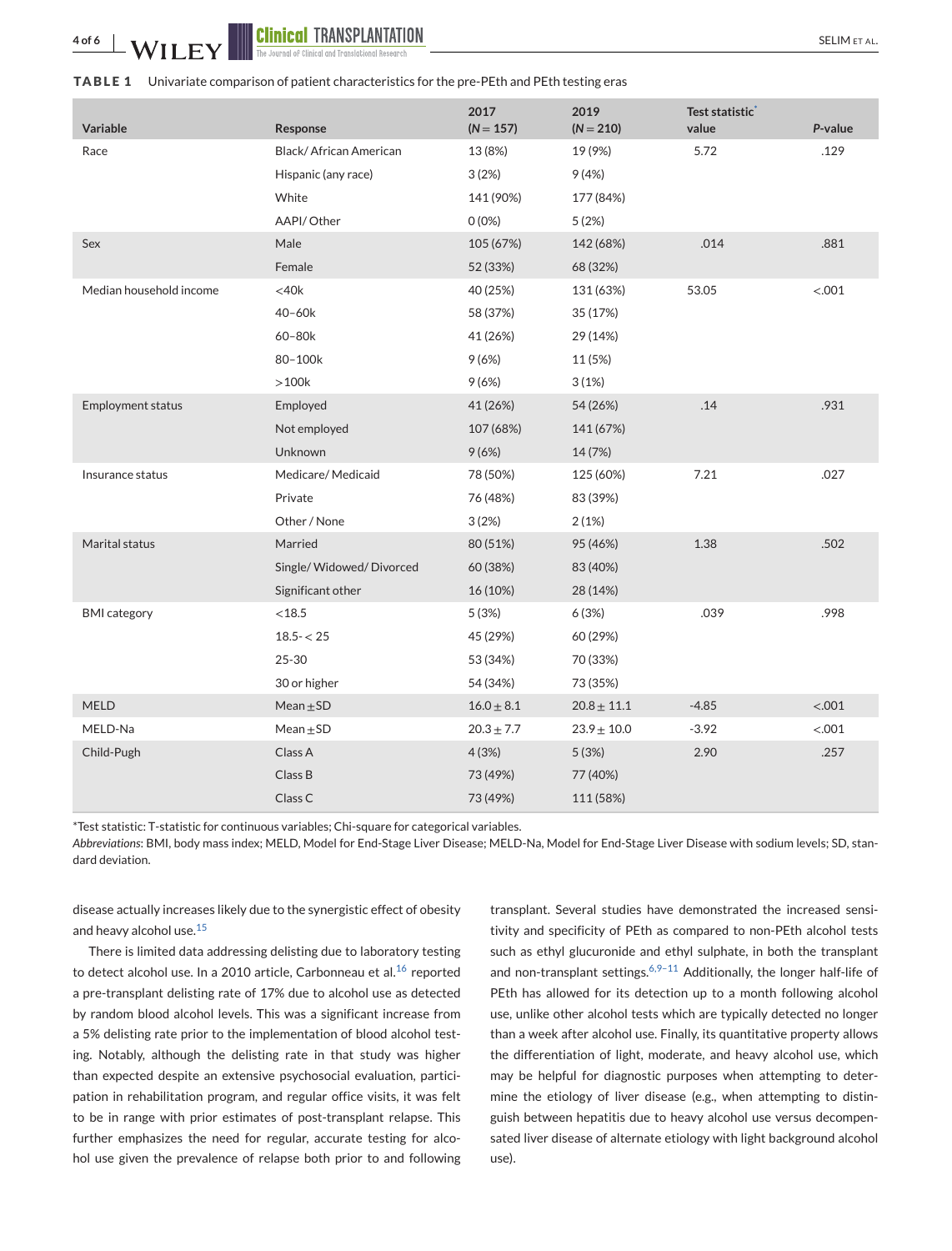**TABLE 1** Univariate comparison of patient characteristics for the pre-PEth and PEth testing eras

| Variable | Response | 2017 (N = 157) | 2019 (N = 210) | Test statistic* value | P-value |
|---|---|---|---|---|---|
| Race | Black/ African American | 13 (8%) | 19 (9%) | 5.72 | .129 |
| | Hispanic (any race) | 3 (2%) | 9 (4%) | | |
| | White | 141 (90%) | 177 (84%) | | |
| | AAPI/ Other | 0 (0%) | 5 (2%) | | |
| Sex | Male | 105 (67%) | 142 (68%) | .014 | .881 |
| | Female | 52 (33%) | 68 (32%) | | |
| Median household income | <40k | 40 (25%) | 131 (63%) | 53.05 | <.001 |
| | 40–60k | 58 (37%) | 35 (17%) | | |
| | 60–80k | 41 (26%) | 29 (14%) | | |
| | 80–100k | 9 (6%) | 11 (5%) | | |
| | >100k | 9 (6%) | 3 (1%) | | |
| Employment status | Employed | 41 (26%) | 54 (26%) | .14 | .931 |
| | Not employed | 107 (68%) | 141 (67%) | | |
| | Unknown | 9 (6%) | 14 (7%) | | |
| Insurance status | Medicare/ Medicaid | 78 (50%) | 125 (60%) | 7.21 | .027 |
| | Private | 76 (48%) | 83 (39%) | | |
| | Other / None | 3 (2%) | 2 (1%) | | |
| Marital status | Married | 80 (51%) | 95 (46%) | 1.38 | .502 |
| | Single/ Widowed/ Divorced | 60 (38%) | 83 (40%) | | |
| | Significant other | 16 (10%) | 28 (14%) | | |
| BMI category | <18.5 | 5 (3%) | 6 (3%) | .039 | .998 |
| | 18.5- < 25 | 45 (29%) | 60 (29%) | | |
| | 25-30 | 53 (34%) | 70 (33%) | | |
| | 30 or higher | 54 (34%) | 73 (35%) | | |
| MELD | Mean ± SD | 16.0 ± 8.1 | 20.8 ± 11.1 | -4.85 | <.001 |
| MELD-Na | Mean ± SD | 20.3 ± 7.7 | 23.9 ± 10.0 | -3.92 | <.001 |
| Child-Pugh | Class A | 4 (3%) | 5 (3%) | 2.90 | .257 |
| | Class B | 73 (49%) | 77 (40%) | | |
| | Class C | 73 (49%) | 111 (58%) | | |

*Test statistic: T-statistic for continuous variables; Chi-square for categorical variables.

*Abbreviations*: BMI, body mass index; MELD, Model for End-Stage Liver Disease; MELD-Na, Model for End-Stage Liver Disease with sodium levels; SD, standard deviation.

disease actually increases likely due to the synergistic effect of obesity and heavy alcohol use.[15]

There is limited data addressing delisting due to laboratory testing to detect alcohol use. In a 2010 article, Carbonneau et al.[16] reported a pre-transplant delisting rate of 17% due to alcohol use as detected by random blood alcohol levels. This was a significant increase from a 5% delisting rate prior to the implementation of blood alcohol testing. Notably, although the delisting rate in that study was higher than expected despite an extensive psychosocial evaluation, participation in rehabilitation program, and regular office visits, it was felt to be in range with prior estimates of post-transplant relapse. This further emphasizes the need for regular, accurate testing for alcohol use given the prevalence of relapse both prior to and following transplant. Several studies have demonstrated the increased sensitivity and specificity of PEth as compared to non-PEth alcohol tests such as ethyl glucuronide and ethyl sulphate, in both the transplant and non-transplant settings.[6,9–11] Additionally, the longer half-life of PEth has allowed for its detection up to a month following alcohol use, unlike other alcohol tests which are typically detected no longer than a week after alcohol use. Finally, its quantitative property allows the differentiation of light, moderate, and heavy alcohol use, which may be helpful for diagnostic purposes when attempting to determine the etiology of liver disease (e.g., when attempting to distinguish between hepatitis due to heavy alcohol use versus decompensated liver disease of alternate etiology with light background alcohol use).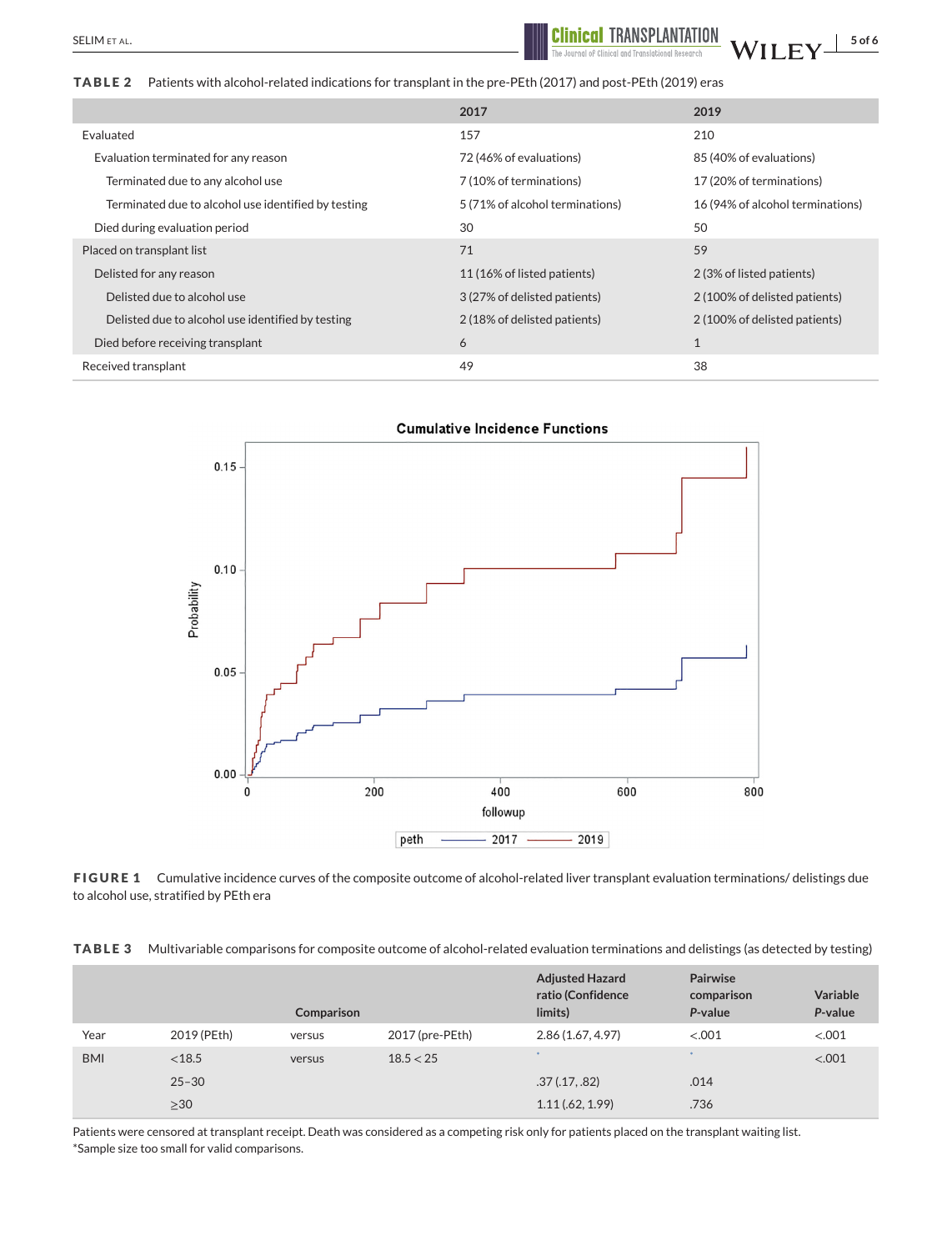**TABLE 2** Patients with alcohol-related indications for transplant in the pre-PEth (2017) and post-PEth (2019) eras

| | 2017 | 2019 |
|---|---|---|
| Evaluated | 157 | 210 |
| Evaluation terminated for any reason | 72 (46% of evaluations) | 85 (40% of evaluations) |
| Terminated due to any alcohol use | 7 (10% of terminations) | 17 (20% of terminations) |
| Terminated due to alcohol use identified by testing | 5 (71% of alcohol terminations) | 16 (94% of alcohol terminations) |
| Died during evaluation period | 30 | 50 |
| Placed on transplant list | 71 | 59 |
| Delisted for any reason | 11 (16% of listed patients) | 2 (3% of listed patients) |
| Delisted due to alcohol use | 3 (27% of delisted patients) | 2 (100% of delisted patients) |
| Delisted due to alcohol use identified by testing | 2 (18% of delisted patients) | 2 (100% of delisted patients) |
| Died before receiving transplant | 6 | 1 |
| Received transplant | 49 | 38 |

**FIGURE 1** Cumulative incidence curves of the composite outcome of alcohol-related liver transplant evaluation terminations/ delistings due to alcohol use, stratified by PEth era

**TABLE 3** Multivariable comparisons for composite outcome of alcohol-related evaluation terminations and delistings (as detected by testing)

| | Comparison | | | Adjusted Hazard ratio (Confidence limits) | Pairwise comparison P-value | Variable P-value |
|---|---|---|---|---|---|---|
| Year | 2019 (PEth) | versus | 2017 (pre-PEth) | 2.86 (1.67, 4.97) | <.001 | <.001 |
| BMI | <18.5 | versus | 18.5 < 25 | * | * | <.001 |
| | 25–30 | | | .37 (.17, .82) | .014 | |
| | ≥30 | | | 1.11 (.62, 1.99) | .736 | |

Patients were censored at transplant receipt. Death was considered as a competing risk only for patients placed on the transplant waiting list.
*Sample size too small for valid comparisons.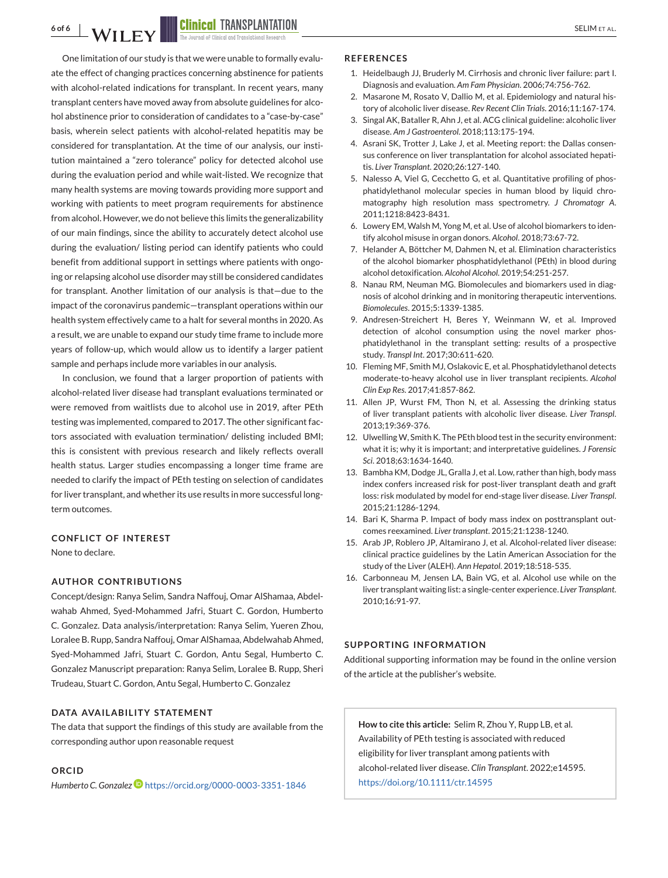One limitation of our study is that we were unable to formally evaluate the effect of changing practices concerning abstinence for patients with alcohol-related indications for transplant. In recent years, many transplant centers have moved away from absolute guidelines for alcohol abstinence prior to consideration of candidates to a "case-by-case" basis, wherein select patients with alcohol-related hepatitis may be considered for transplantation. At the time of our analysis, our institution maintained a "zero tolerance" policy for detected alcohol use during the evaluation period and while wait-listed. We recognize that many health systems are moving towards providing more support and working with patients to meet program requirements for abstinence from alcohol. However, we do not believe this limits the generalizability of our main findings, since the ability to accurately detect alcohol use during the evaluation/ listing period can identify patients who could benefit from additional support in settings where patients with ongoing or relapsing alcohol use disorder may still be considered candidates for transplant. Another limitation of our analysis is that—due to the impact of the coronavirus pandemic—transplant operations within our health system effectively came to a halt for several months in 2020. As a result, we are unable to expand our study time frame to include more years of follow-up, which would allow us to identify a larger patient sample and perhaps include more variables in our analysis.

In conclusion, we found that a larger proportion of patients with alcohol-related liver disease had transplant evaluations terminated or were removed from waitlists due to alcohol use in 2019, after PEth testing was implemented, compared to 2017. The other significant factors associated with evaluation termination/ delisting included BMI; this is consistent with previous research and likely reflects overall health status. Larger studies encompassing a longer time frame are needed to clarify the impact of PEth testing on selection of candidates for liver transplant, and whether its use results in more successful long-term outcomes.

## CONFLICT OF INTEREST

None to declare.

## AUTHOR CONTRIBUTIONS

Concept/design: Ranya Selim, Sandra Naffouj, Omar AlShamaa, Abdelwahab Ahmed, Syed-Mohammed Jafri, Stuart C. Gordon, Humberto C. Gonzalez. Data analysis/interpretation: Ranya Selim, Yueren Zhou, Loralee B. Rupp, Sandra Naffouj, Omar AlShamaa, Abdelwahab Ahmed, Syed-Mohammed Jafri, Stuart C. Gordon, Antu Segal, Humberto C. Gonzalez Manuscript preparation: Ranya Selim, Loralee B. Rupp, Sheri Trudeau, Stuart C. Gordon, Antu Segal, Humberto C. Gonzalez

## DATA AVAILABILITY STATEMENT

The data that support the findings of this study are available from the corresponding author upon reasonable request

## ORCID

*Humberto C. Gonzalez* https://orcid.org/0000-0003-3351-1846

## REFERENCES

1. Heidelbaugh JJ, Bruderly M. Cirrhosis and chronic liver failure: part I. Diagnosis and evaluation. *Am Fam Physician*. 2006;74:756-762.
2. Masarone M, Rosato V, Dallio M, et al. Epidemiology and natural history of alcoholic liver disease. *Rev Recent Clin Trials*. 2016;11:167-174.
3. Singal AK, Bataller R, Ahn J, et al. ACG clinical guideline: alcoholic liver disease. *Am J Gastroenterol*. 2018;113:175-194.
4. Asrani SK, Trotter J, Lake J, et al. Meeting report: the Dallas consensus conference on liver transplantation for alcohol associated hepatitis. *Liver Transplant*. 2020;26:127-140.
5. Nalesso A, Viel G, Cecchetto G, et al. Quantitative profiling of phosphatidylethanol molecular species in human blood by liquid chromatography high resolution mass spectrometry. *J Chromatogr A*. 2011;1218:8423-8431.
6. Lowery EM, Walsh M, Yong M, et al. Use of alcohol biomarkers to identify alcohol misuse in organ donors. *Alcohol*. 2018;73:67-72.
7. Helander A, Böttcher M, Dahmen N, et al. Elimination characteristics of the alcohol biomarker phosphatidylethanol (PEth) in blood during alcohol detoxification. *Alcohol Alcohol*. 2019;54:251-257.
8. Nanau RM, Neuman MG. Biomolecules and biomarkers used in diagnosis of alcohol drinking and in monitoring therapeutic interventions. *Biomolecules*. 2015;5:1339-1385.
9. Andresen-Streichert H, Beres Y, Weinmann W, et al. Improved detection of alcohol consumption using the novel marker phosphatidylethanol in the transplant setting: results of a prospective study. *Transpl Int*. 2017;30:611-620.
10. Fleming MF, Smith MJ, Oslakovic E, et al. Phosphatidylethanol detects moderate-to-heavy alcohol use in liver transplant recipients. *Alcohol Clin Exp Res*. 2017;41:857-862.
11. Allen JP, Wurst FM, Thon N, et al. Assessing the drinking status of liver transplant patients with alcoholic liver disease. *Liver Transpl*. 2013;19:369-376.
12. Ulwelling W, Smith K. The PEth blood test in the security environment: what it is; why it is important; and interpretative guidelines. *J Forensic Sci*. 2018;63:1634-1640.
13. Bambha KM, Dodge JL, Gralla J, et al. Low, rather than high, body mass index confers increased risk for post-liver transplant death and graft loss: risk modulated by model for end-stage liver disease. *Liver Transpl*. 2015;21:1286-1294.
14. Bari K, Sharma P. Impact of body mass index on posttransplant outcomes reexamined. *Liver transplant*. 2015;21:1238-1240.
15. Arab JP, Roblero JP, Altamirano J, et al. Alcohol-related liver disease: clinical practice guidelines by the Latin American Association for the study of the Liver (ALEH). *Ann Hepatol*. 2019;18:518-535.
16. Carbonneau M, Jensen LA, Bain VG, et al. Alcohol use while on the liver transplant waiting list: a single-center experience. *Liver Transplant*. 2010;16:91-97.

## SUPPORTING INFORMATION

Additional supporting information may be found in the online version of the article at the publisher's website.

**How to cite this article:** Selim R, Zhou Y, Rupp LB, et al. Availability of PEth testing is associated with reduced eligibility for liver transplant among patients with alcohol-related liver disease. *Clin Transplant*. 2022;e14595. https://doi.org/10.1111/ctr.14595